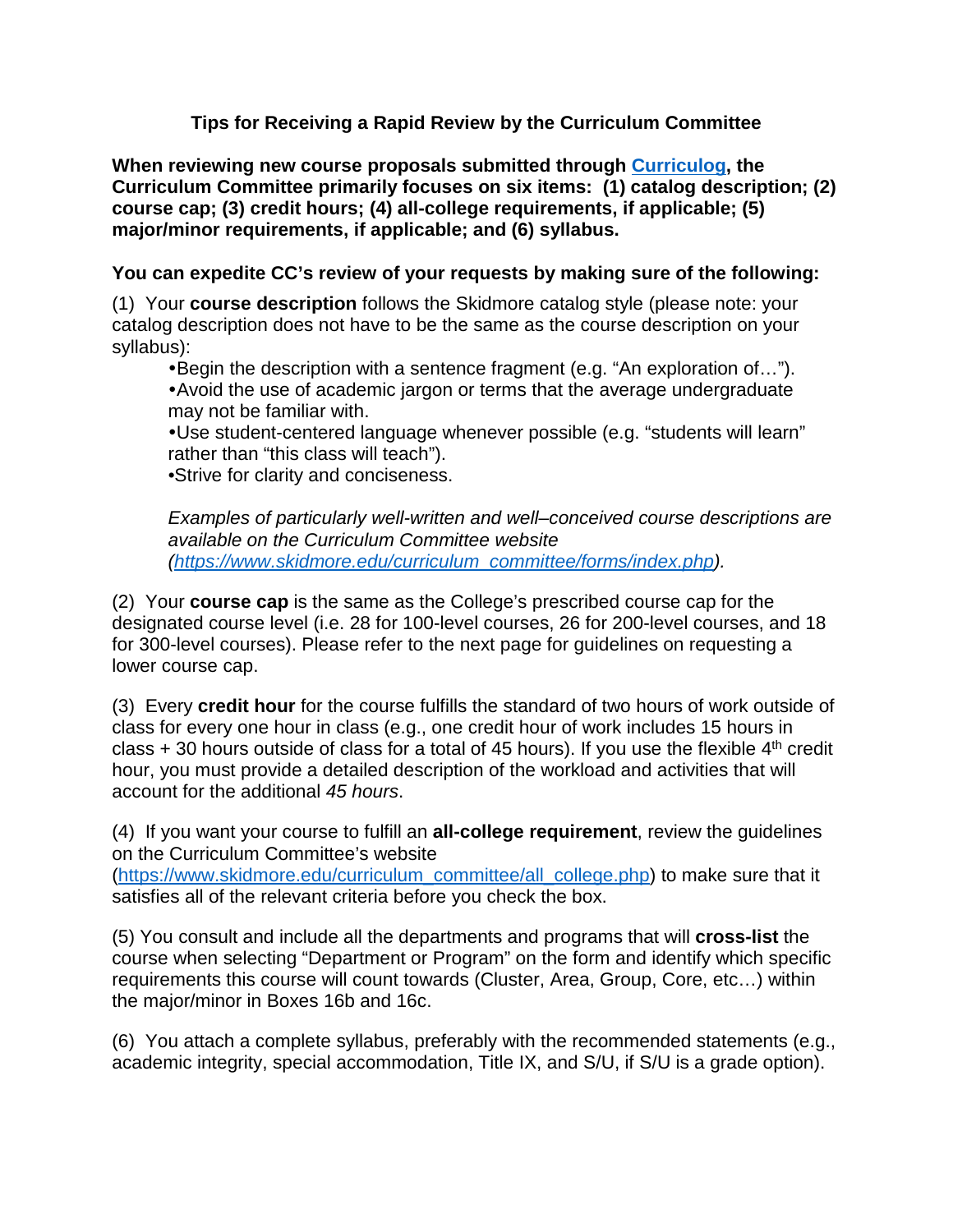# Tips for Receiving a Rapid Review by the Curriculum Committee

**When reviewing new course proposals submitted through [Curriculog](Curriculog), the Curriculum Committee primarily focuses on six items: (1) catalog description; (2) course cap; (3) credit hours; (4) all-college requirements, if applicable; (5) major/minor requirements, if applicable; and (6) syllabus.**

**You can expedite CC's review of your requests by making sure of the following:**

(1) Your **course description** follows the Skidmore catalog style (please note: your catalog description does not have to be the same as the course description on your syllabus):

- Begin the description with a sentence fragment (e.g. "An exploration of…").
- Avoid the use of academic jargon or terms that the average undergraduate may not be familiar with.
- Use student-centered language whenever possible (e.g. "students will learn" rather than "this class will teach").
- Strive for clarity and conciseness.

*Examples of particularly well-written and well–conceived course descriptions are available on the Curriculum Committee website (https://www.skidmore.edu/curriculum_committee/forms/index.php).*

(2) Your **course cap** is the same as the College's prescribed course cap for the designated course level (i.e. 28 for 100-level courses, 26 for 200-level courses, and 18 for 300-level courses). Please refer to the next page for guidelines on requesting a lower course cap.

(3) Every **credit hour** for the course fulfills the standard of two hours of work outside of class for every one hour in class (e.g., one credit hour of work includes 15 hours in class + 30 hours outside of class for a total of 45 hours). If you use the flexible 4$^{th}$ credit hour, you must provide a detailed description of the workload and activities that will account for the additional *45 hours*.

(4) If you want your course to fulfill an **all-college requirement**, review the guidelines on the Curriculum Committee's website (https://www.skidmore.edu/curriculum_committee/all_college.php) to make sure that it satisfies all of the relevant criteria before you check the box.

(5) You consult and include all the departments and programs that will **cross-list** the course when selecting "Department or Program" on the form and identify which specific requirements this course will count towards (Cluster, Area, Group, Core, etc…) within the major/minor in Boxes 16b and 16c.

(6) You attach a complete syllabus, preferably with the recommended statements (e.g., academic integrity, special accommodation, Title IX, and S/U, if S/U is a grade option).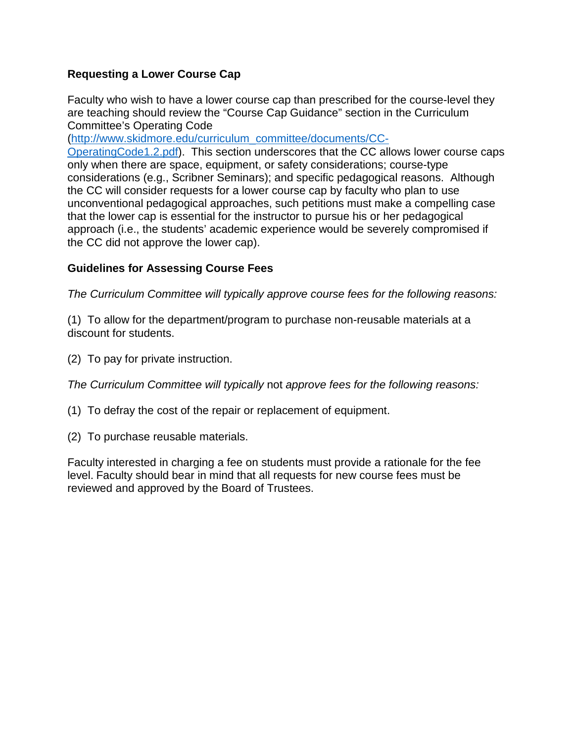**Requesting a Lower Course Cap**

Faculty who wish to have a lower course cap than prescribed for the course-level they are teaching should review the "Course Cap Guidance" section in the Curriculum Committee's Operating Code (http://www.skidmore.edu/curriculum_committee/documents/CC-OperatingCode1.2.pdf). This section underscores that the CC allows lower course caps only when there are space, equipment, or safety considerations; course-type considerations (e.g., Scribner Seminars); and specific pedagogical reasons. Although the CC will consider requests for a lower course cap by faculty who plan to use unconventional pedagogical approaches, such petitions must make a compelling case that the lower cap is essential for the instructor to pursue his or her pedagogical approach (i.e., the students' academic experience would be severely compromised if the CC did not approve the lower cap).

**Guidelines for Assessing Course Fees**

*The Curriculum Committee will typically approve course fees for the following reasons:*

(1) To allow for the department/program to purchase non-reusable materials at a discount for students.

(2) To pay for private instruction.

*The Curriculum Committee will typically* not *approve fees for the following reasons:*

(1) To defray the cost of the repair or replacement of equipment.

(2) To purchase reusable materials.

Faculty interested in charging a fee on students must provide a rationale for the fee level. Faculty should bear in mind that all requests for new course fees must be reviewed and approved by the Board of Trustees.